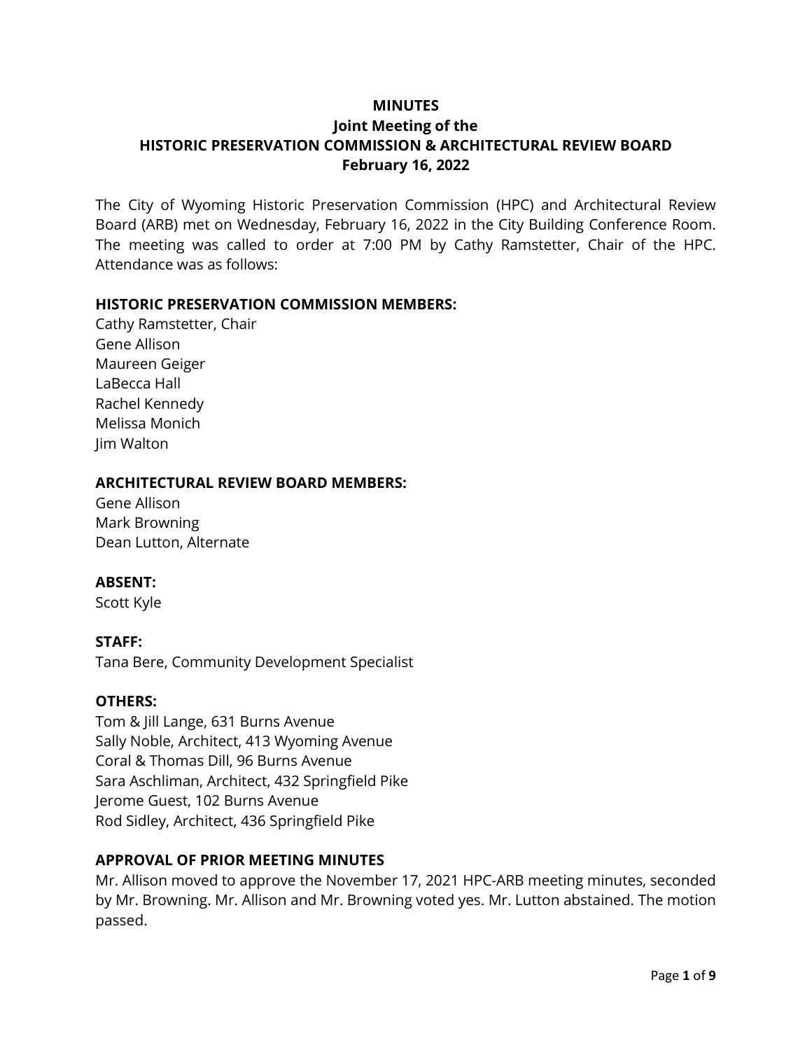# MINUTES
## Joint Meeting of the
## HISTORIC PRESERVATION COMMISSION & ARCHITECTURAL REVIEW BOARD
## February 16, 2022

The City of Wyoming Historic Preservation Commission (HPC) and Architectural Review Board (ARB) met on Wednesday, February 16, 2022 in the City Building Conference Room. The meeting was called to order at 7:00 PM by Cathy Ramstetter, Chair of the HPC. Attendance was as follows:

**HISTORIC PRESERVATION COMMISSION MEMBERS:**
Cathy Ramstetter, Chair
Gene Allison
Maureen Geiger
LaBecca Hall
Rachel Kennedy
Melissa Monich
Jim Walton

**ARCHITECTURAL REVIEW BOARD MEMBERS:**
Gene Allison
Mark Browning
Dean Lutton, Alternate

**ABSENT:**
Scott Kyle

**STAFF:**
Tana Bere, Community Development Specialist

**OTHERS:**
Tom & Jill Lange, 631 Burns Avenue
Sally Noble, Architect, 413 Wyoming Avenue
Coral & Thomas Dill, 96 Burns Avenue
Sara Aschliman, Architect, 432 Springfield Pike
Jerome Guest, 102 Burns Avenue
Rod Sidley, Architect, 436 Springfield Pike

**APPROVAL OF PRIOR MEETING MINUTES**
Mr. Allison moved to approve the November 17, 2021 HPC-ARB meeting minutes, seconded by Mr. Browning. Mr. Allison and Mr. Browning voted yes. Mr. Lutton abstained. The motion passed.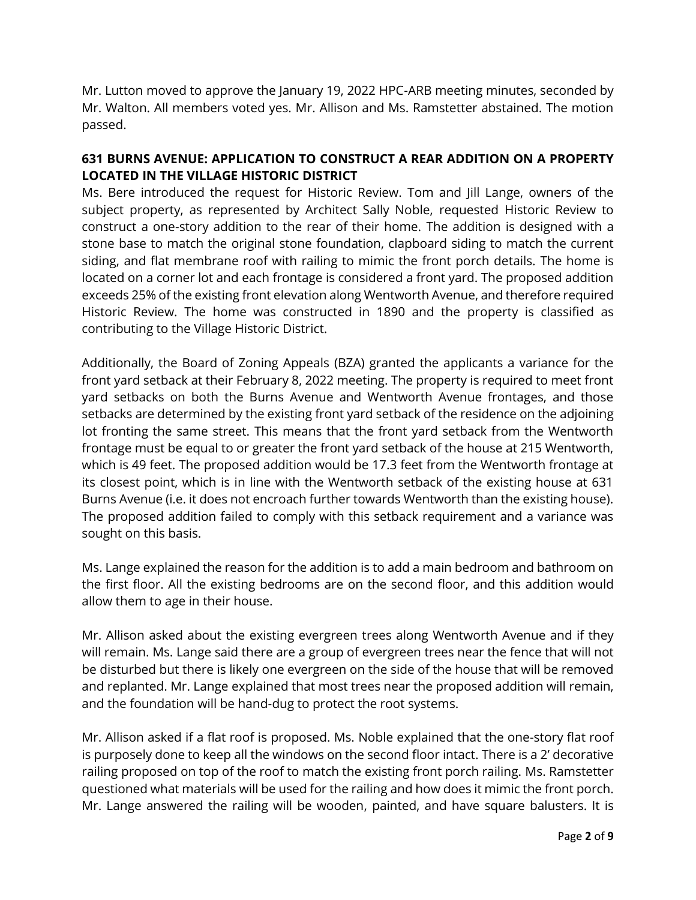Mr. Lutton moved to approve the January 19, 2022 HPC-ARB meeting minutes, seconded by Mr. Walton. All members voted yes. Mr. Allison and Ms. Ramstetter abstained. The motion passed.

## 631 BURNS AVENUE: APPLICATION TO CONSTRUCT A REAR ADDITION ON A PROPERTY LOCATED IN THE VILLAGE HISTORIC DISTRICT

Ms. Bere introduced the request for Historic Review. Tom and Jill Lange, owners of the subject property, as represented by Architect Sally Noble, requested Historic Review to construct a one-story addition to the rear of their home. The addition is designed with a stone base to match the original stone foundation, clapboard siding to match the current siding, and flat membrane roof with railing to mimic the front porch details. The home is located on a corner lot and each frontage is considered a front yard. The proposed addition exceeds 25% of the existing front elevation along Wentworth Avenue, and therefore required Historic Review. The home was constructed in 1890 and the property is classified as contributing to the Village Historic District.

Additionally, the Board of Zoning Appeals (BZA) granted the applicants a variance for the front yard setback at their February 8, 2022 meeting. The property is required to meet front yard setbacks on both the Burns Avenue and Wentworth Avenue frontages, and those setbacks are determined by the existing front yard setback of the residence on the adjoining lot fronting the same street. This means that the front yard setback from the Wentworth frontage must be equal to or greater the front yard setback of the house at 215 Wentworth, which is 49 feet. The proposed addition would be 17.3 feet from the Wentworth frontage at its closest point, which is in line with the Wentworth setback of the existing house at 631 Burns Avenue (i.e. it does not encroach further towards Wentworth than the existing house). The proposed addition failed to comply with this setback requirement and a variance was sought on this basis.

Ms. Lange explained the reason for the addition is to add a main bedroom and bathroom on the first floor. All the existing bedrooms are on the second floor, and this addition would allow them to age in their house.

Mr. Allison asked about the existing evergreen trees along Wentworth Avenue and if they will remain. Ms. Lange said there are a group of evergreen trees near the fence that will not be disturbed but there is likely one evergreen on the side of the house that will be removed and replanted. Mr. Lange explained that most trees near the proposed addition will remain, and the foundation will be hand-dug to protect the root systems.

Mr. Allison asked if a flat roof is proposed. Ms. Noble explained that the one-story flat roof is purposely done to keep all the windows on the second floor intact. There is a 2' decorative railing proposed on top of the roof to match the existing front porch railing. Ms. Ramstetter questioned what materials will be used for the railing and how does it mimic the front porch. Mr. Lange answered the railing will be wooden, painted, and have square balusters. It is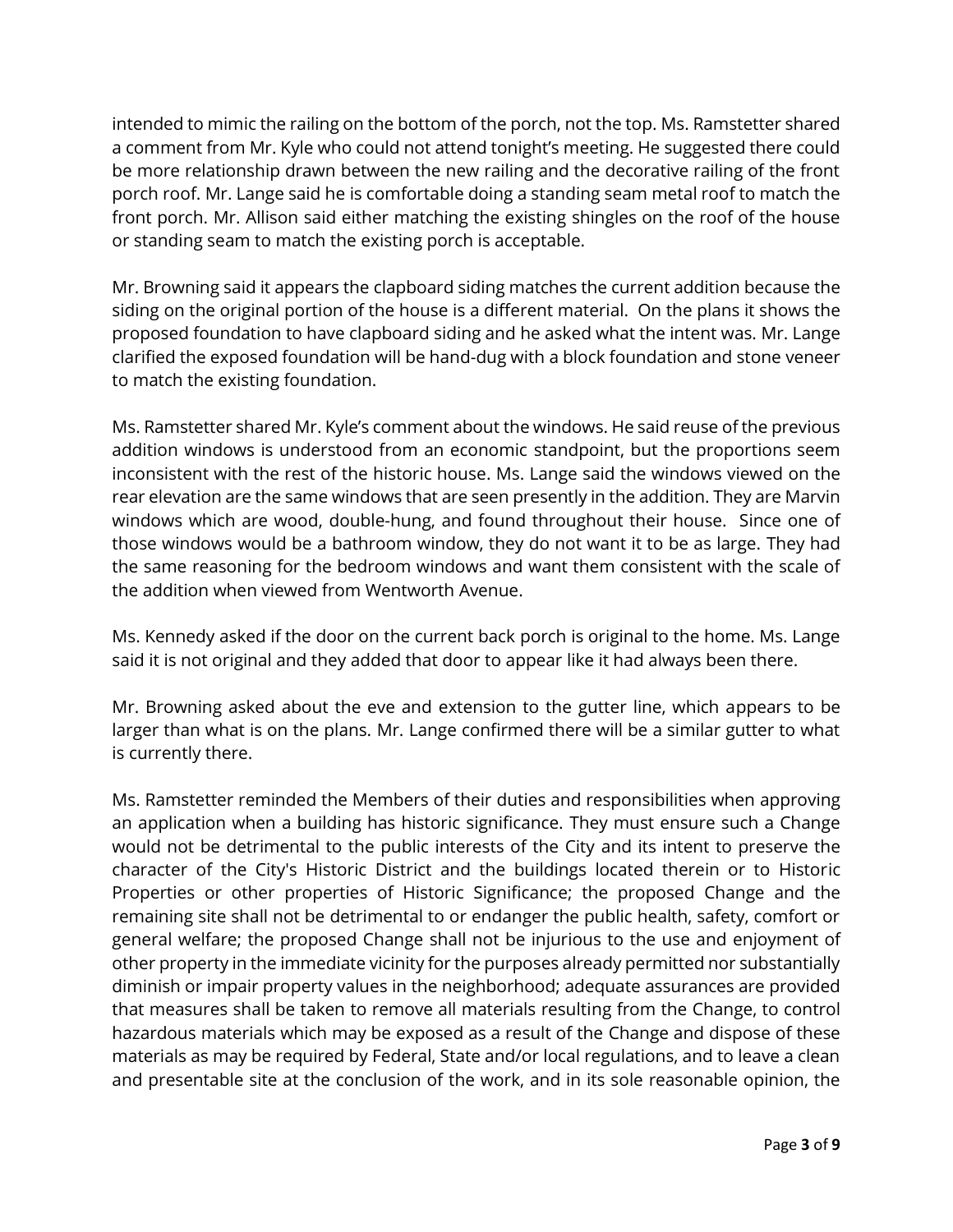intended to mimic the railing on the bottom of the porch, not the top. Ms. Ramstetter shared a comment from Mr. Kyle who could not attend tonight's meeting. He suggested there could be more relationship drawn between the new railing and the decorative railing of the front porch roof. Mr. Lange said he is comfortable doing a standing seam metal roof to match the front porch. Mr. Allison said either matching the existing shingles on the roof of the house or standing seam to match the existing porch is acceptable.

Mr. Browning said it appears the clapboard siding matches the current addition because the siding on the original portion of the house is a different material. On the plans it shows the proposed foundation to have clapboard siding and he asked what the intent was. Mr. Lange clarified the exposed foundation will be hand-dug with a block foundation and stone veneer to match the existing foundation.

Ms. Ramstetter shared Mr. Kyle's comment about the windows. He said reuse of the previous addition windows is understood from an economic standpoint, but the proportions seem inconsistent with the rest of the historic house. Ms. Lange said the windows viewed on the rear elevation are the same windows that are seen presently in the addition. They are Marvin windows which are wood, double-hung, and found throughout their house. Since one of those windows would be a bathroom window, they do not want it to be as large. They had the same reasoning for the bedroom windows and want them consistent with the scale of the addition when viewed from Wentworth Avenue.

Ms. Kennedy asked if the door on the current back porch is original to the home. Ms. Lange said it is not original and they added that door to appear like it had always been there.

Mr. Browning asked about the eve and extension to the gutter line, which appears to be larger than what is on the plans. Mr. Lange confirmed there will be a similar gutter to what is currently there.

Ms. Ramstetter reminded the Members of their duties and responsibilities when approving an application when a building has historic significance. They must ensure such a Change would not be detrimental to the public interests of the City and its intent to preserve the character of the City's Historic District and the buildings located therein or to Historic Properties or other properties of Historic Significance; the proposed Change and the remaining site shall not be detrimental to or endanger the public health, safety, comfort or general welfare; the proposed Change shall not be injurious to the use and enjoyment of other property in the immediate vicinity for the purposes already permitted nor substantially diminish or impair property values in the neighborhood; adequate assurances are provided that measures shall be taken to remove all materials resulting from the Change, to control hazardous materials which may be exposed as a result of the Change and dispose of these materials as may be required by Federal, State and/or local regulations, and to leave a clean and presentable site at the conclusion of the work, and in its sole reasonable opinion, the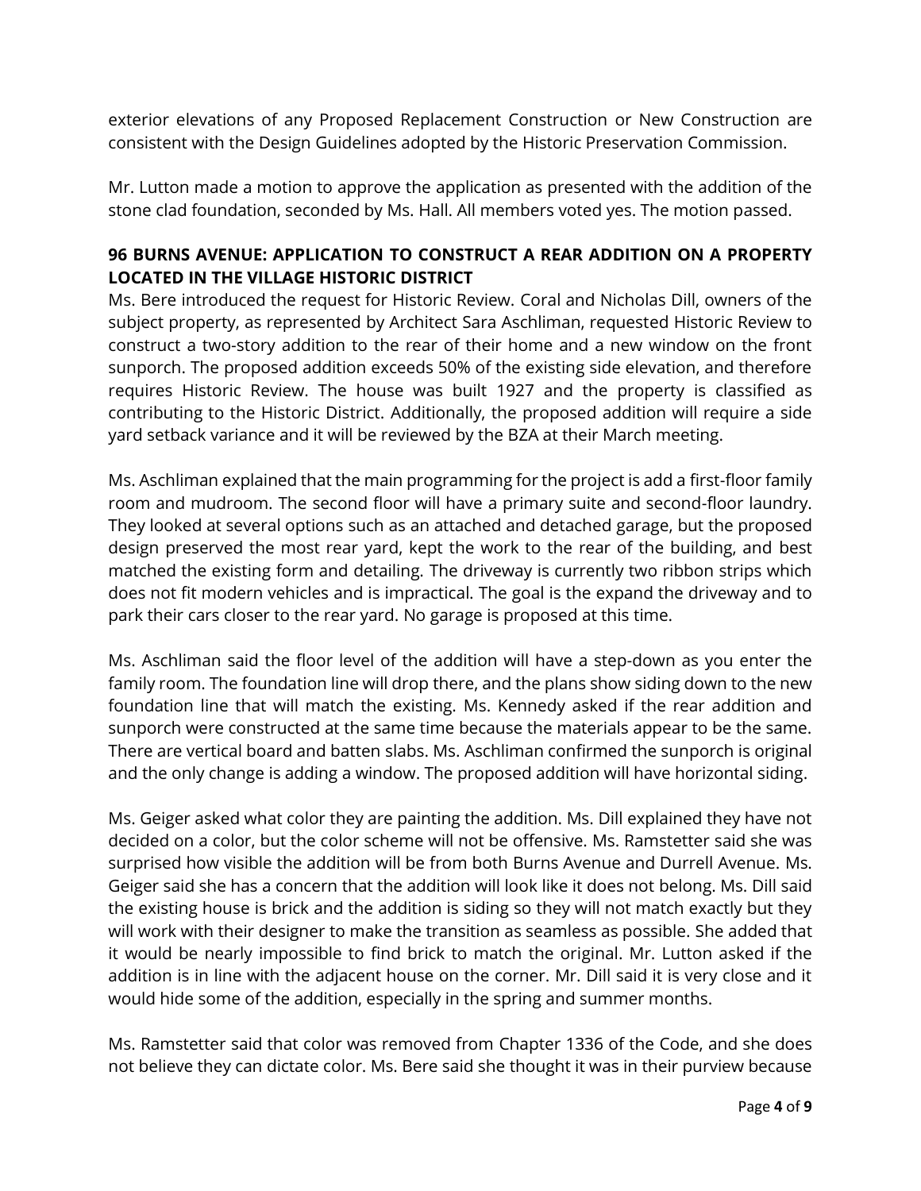exterior elevations of any Proposed Replacement Construction or New Construction are consistent with the Design Guidelines adopted by the Historic Preservation Commission.

Mr. Lutton made a motion to approve the application as presented with the addition of the stone clad foundation, seconded by Ms. Hall. All members voted yes. The motion passed.

### 96 BURNS AVENUE: APPLICATION TO CONSTRUCT A REAR ADDITION ON A PROPERTY LOCATED IN THE VILLAGE HISTORIC DISTRICT

Ms. Bere introduced the request for Historic Review. Coral and Nicholas Dill, owners of the subject property, as represented by Architect Sara Aschliman, requested Historic Review to construct a two-story addition to the rear of their home and a new window on the front sunporch. The proposed addition exceeds 50% of the existing side elevation, and therefore requires Historic Review. The house was built 1927 and the property is classified as contributing to the Historic District. Additionally, the proposed addition will require a side yard setback variance and it will be reviewed by the BZA at their March meeting.

Ms. Aschliman explained that the main programming for the project is add a first-floor family room and mudroom. The second floor will have a primary suite and second-floor laundry. They looked at several options such as an attached and detached garage, but the proposed design preserved the most rear yard, kept the work to the rear of the building, and best matched the existing form and detailing. The driveway is currently two ribbon strips which does not fit modern vehicles and is impractical. The goal is the expand the driveway and to park their cars closer to the rear yard. No garage is proposed at this time.

Ms. Aschliman said the floor level of the addition will have a step-down as you enter the family room. The foundation line will drop there, and the plans show siding down to the new foundation line that will match the existing. Ms. Kennedy asked if the rear addition and sunporch were constructed at the same time because the materials appear to be the same. There are vertical board and batten slabs. Ms. Aschliman confirmed the sunporch is original and the only change is adding a window. The proposed addition will have horizontal siding.

Ms. Geiger asked what color they are painting the addition. Ms. Dill explained they have not decided on a color, but the color scheme will not be offensive. Ms. Ramstetter said she was surprised how visible the addition will be from both Burns Avenue and Durrell Avenue. Ms. Geiger said she has a concern that the addition will look like it does not belong. Ms. Dill said the existing house is brick and the addition is siding so they will not match exactly but they will work with their designer to make the transition as seamless as possible. She added that it would be nearly impossible to find brick to match the original. Mr. Lutton asked if the addition is in line with the adjacent house on the corner. Mr. Dill said it is very close and it would hide some of the addition, especially in the spring and summer months.

Ms. Ramstetter said that color was removed from Chapter 1336 of the Code, and she does not believe they can dictate color. Ms. Bere said she thought it was in their purview because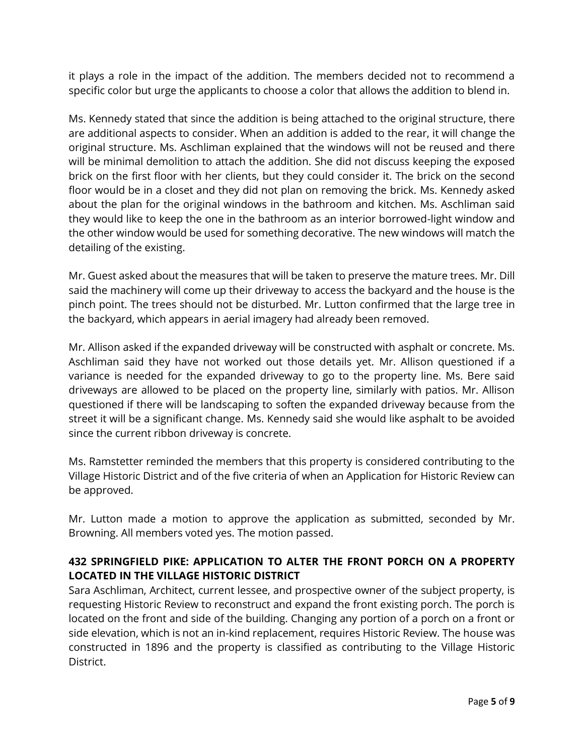it plays a role in the impact of the addition. The members decided not to recommend a specific color but urge the applicants to choose a color that allows the addition to blend in.

Ms. Kennedy stated that since the addition is being attached to the original structure, there are additional aspects to consider. When an addition is added to the rear, it will change the original structure. Ms. Aschliman explained that the windows will not be reused and there will be minimal demolition to attach the addition. She did not discuss keeping the exposed brick on the first floor with her clients, but they could consider it. The brick on the second floor would be in a closet and they did not plan on removing the brick. Ms. Kennedy asked about the plan for the original windows in the bathroom and kitchen. Ms. Aschliman said they would like to keep the one in the bathroom as an interior borrowed-light window and the other window would be used for something decorative. The new windows will match the detailing of the existing.

Mr. Guest asked about the measures that will be taken to preserve the mature trees. Mr. Dill said the machinery will come up their driveway to access the backyard and the house is the pinch point. The trees should not be disturbed. Mr. Lutton confirmed that the large tree in the backyard, which appears in aerial imagery had already been removed.

Mr. Allison asked if the expanded driveway will be constructed with asphalt or concrete. Ms. Aschliman said they have not worked out those details yet. Mr. Allison questioned if a variance is needed for the expanded driveway to go to the property line. Ms. Bere said driveways are allowed to be placed on the property line, similarly with patios. Mr. Allison questioned if there will be landscaping to soften the expanded driveway because from the street it will be a significant change. Ms. Kennedy said she would like asphalt to be avoided since the current ribbon driveway is concrete.

Ms. Ramstetter reminded the members that this property is considered contributing to the Village Historic District and of the five criteria of when an Application for Historic Review can be approved.

Mr. Lutton made a motion to approve the application as submitted, seconded by Mr. Browning. All members voted yes. The motion passed.

### 432 SPRINGFIELD PIKE: APPLICATION TO ALTER THE FRONT PORCH ON A PROPERTY LOCATED IN THE VILLAGE HISTORIC DISTRICT

Sara Aschliman, Architect, current lessee, and prospective owner of the subject property, is requesting Historic Review to reconstruct and expand the front existing porch. The porch is located on the front and side of the building. Changing any portion of a porch on a front or side elevation, which is not an in-kind replacement, requires Historic Review. The house was constructed in 1896 and the property is classified as contributing to the Village Historic District.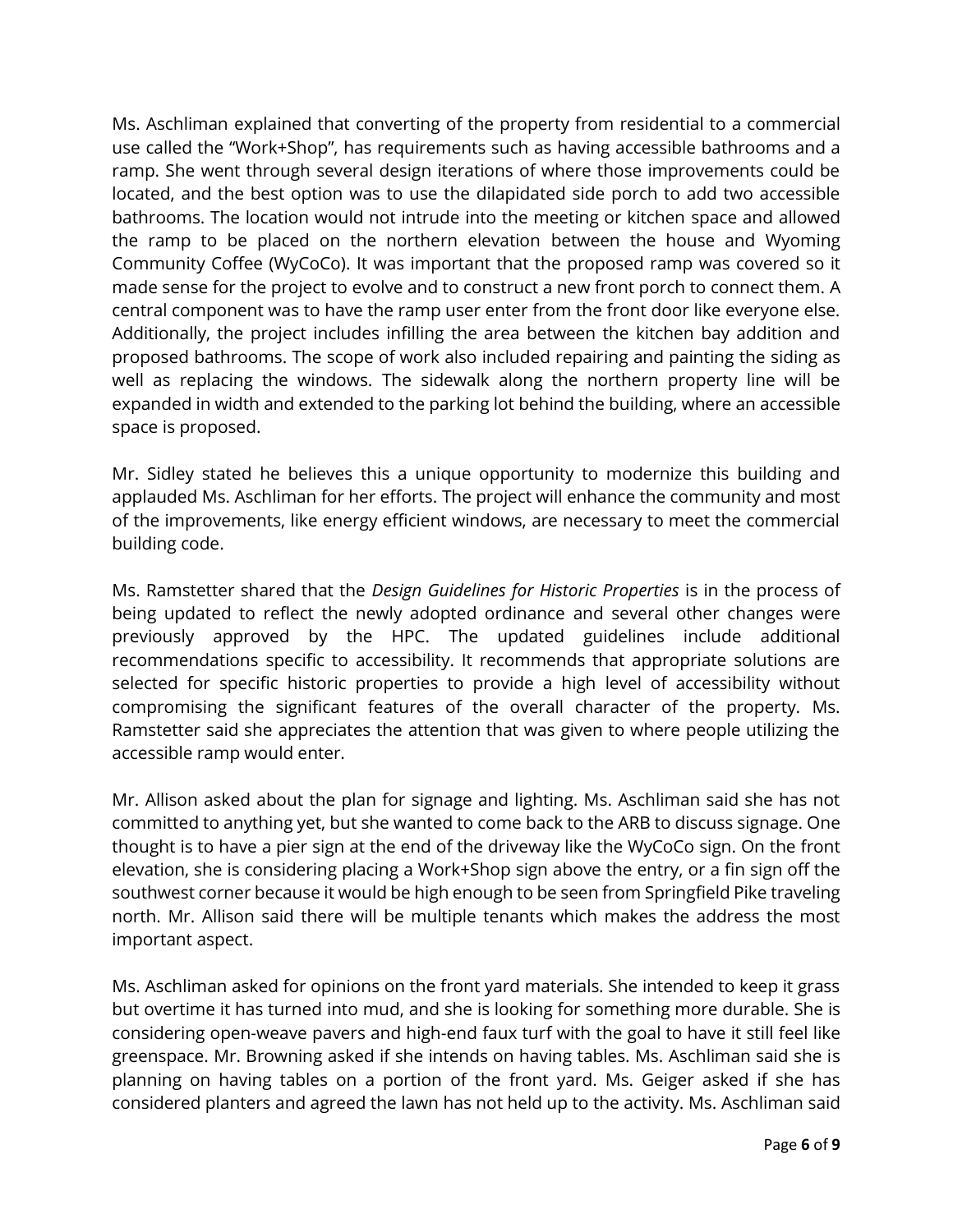Ms. Aschliman explained that converting of the property from residential to a commercial use called the "Work+Shop", has requirements such as having accessible bathrooms and a ramp. She went through several design iterations of where those improvements could be located, and the best option was to use the dilapidated side porch to add two accessible bathrooms. The location would not intrude into the meeting or kitchen space and allowed the ramp to be placed on the northern elevation between the house and Wyoming Community Coffee (WyCoCo). It was important that the proposed ramp was covered so it made sense for the project to evolve and to construct a new front porch to connect them. A central component was to have the ramp user enter from the front door like everyone else. Additionally, the project includes infilling the area between the kitchen bay addition and proposed bathrooms. The scope of work also included repairing and painting the siding as well as replacing the windows. The sidewalk along the northern property line will be expanded in width and extended to the parking lot behind the building, where an accessible space is proposed.

Mr. Sidley stated he believes this a unique opportunity to modernize this building and applauded Ms. Aschliman for her efforts. The project will enhance the community and most of the improvements, like energy efficient windows, are necessary to meet the commercial building code.

Ms. Ramstetter shared that the *Design Guidelines for Historic Properties* is in the process of being updated to reflect the newly adopted ordinance and several other changes were previously approved by the HPC. The updated guidelines include additional recommendations specific to accessibility. It recommends that appropriate solutions are selected for specific historic properties to provide a high level of accessibility without compromising the significant features of the overall character of the property. Ms. Ramstetter said she appreciates the attention that was given to where people utilizing the accessible ramp would enter.

Mr. Allison asked about the plan for signage and lighting. Ms. Aschliman said she has not committed to anything yet, but she wanted to come back to the ARB to discuss signage. One thought is to have a pier sign at the end of the driveway like the WyCoCo sign. On the front elevation, she is considering placing a Work+Shop sign above the entry, or a fin sign off the southwest corner because it would be high enough to be seen from Springfield Pike traveling north. Mr. Allison said there will be multiple tenants which makes the address the most important aspect.

Ms. Aschliman asked for opinions on the front yard materials. She intended to keep it grass but overtime it has turned into mud, and she is looking for something more durable. She is considering open-weave pavers and high-end faux turf with the goal to have it still feel like greenspace. Mr. Browning asked if she intends on having tables. Ms. Aschliman said she is planning on having tables on a portion of the front yard. Ms. Geiger asked if she has considered planters and agreed the lawn has not held up to the activity. Ms. Aschliman said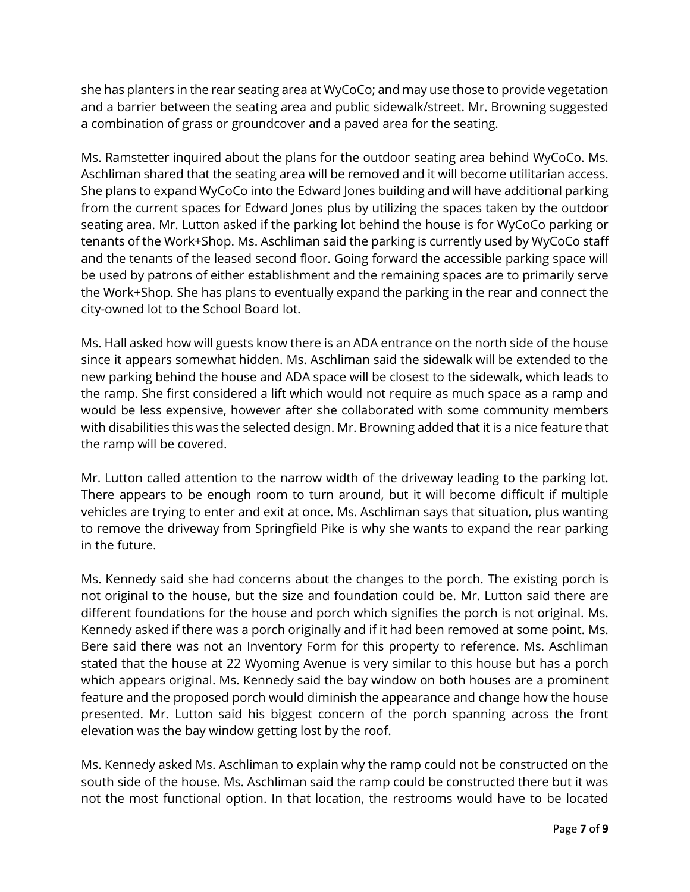she has planters in the rear seating area at WyCoCo; and may use those to provide vegetation and a barrier between the seating area and public sidewalk/street. Mr. Browning suggested a combination of grass or groundcover and a paved area for the seating.

Ms. Ramstetter inquired about the plans for the outdoor seating area behind WyCoCo. Ms. Aschliman shared that the seating area will be removed and it will become utilitarian access. She plans to expand WyCoCo into the Edward Jones building and will have additional parking from the current spaces for Edward Jones plus by utilizing the spaces taken by the outdoor seating area. Mr. Lutton asked if the parking lot behind the house is for WyCoCo parking or tenants of the Work+Shop. Ms. Aschliman said the parking is currently used by WyCoCo staff and the tenants of the leased second floor. Going forward the accessible parking space will be used by patrons of either establishment and the remaining spaces are to primarily serve the Work+Shop. She has plans to eventually expand the parking in the rear and connect the city-owned lot to the School Board lot.

Ms. Hall asked how will guests know there is an ADA entrance on the north side of the house since it appears somewhat hidden. Ms. Aschliman said the sidewalk will be extended to the new parking behind the house and ADA space will be closest to the sidewalk, which leads to the ramp. She first considered a lift which would not require as much space as a ramp and would be less expensive, however after she collaborated with some community members with disabilities this was the selected design. Mr. Browning added that it is a nice feature that the ramp will be covered.

Mr. Lutton called attention to the narrow width of the driveway leading to the parking lot. There appears to be enough room to turn around, but it will become difficult if multiple vehicles are trying to enter and exit at once. Ms. Aschliman says that situation, plus wanting to remove the driveway from Springfield Pike is why she wants to expand the rear parking in the future.

Ms. Kennedy said she had concerns about the changes to the porch. The existing porch is not original to the house, but the size and foundation could be. Mr. Lutton said there are different foundations for the house and porch which signifies the porch is not original. Ms. Kennedy asked if there was a porch originally and if it had been removed at some point. Ms. Bere said there was not an Inventory Form for this property to reference. Ms. Aschliman stated that the house at 22 Wyoming Avenue is very similar to this house but has a porch which appears original. Ms. Kennedy said the bay window on both houses are a prominent feature and the proposed porch would diminish the appearance and change how the house presented. Mr. Lutton said his biggest concern of the porch spanning across the front elevation was the bay window getting lost by the roof.

Ms. Kennedy asked Ms. Aschliman to explain why the ramp could not be constructed on the south side of the house. Ms. Aschliman said the ramp could be constructed there but it was not the most functional option. In that location, the restrooms would have to be located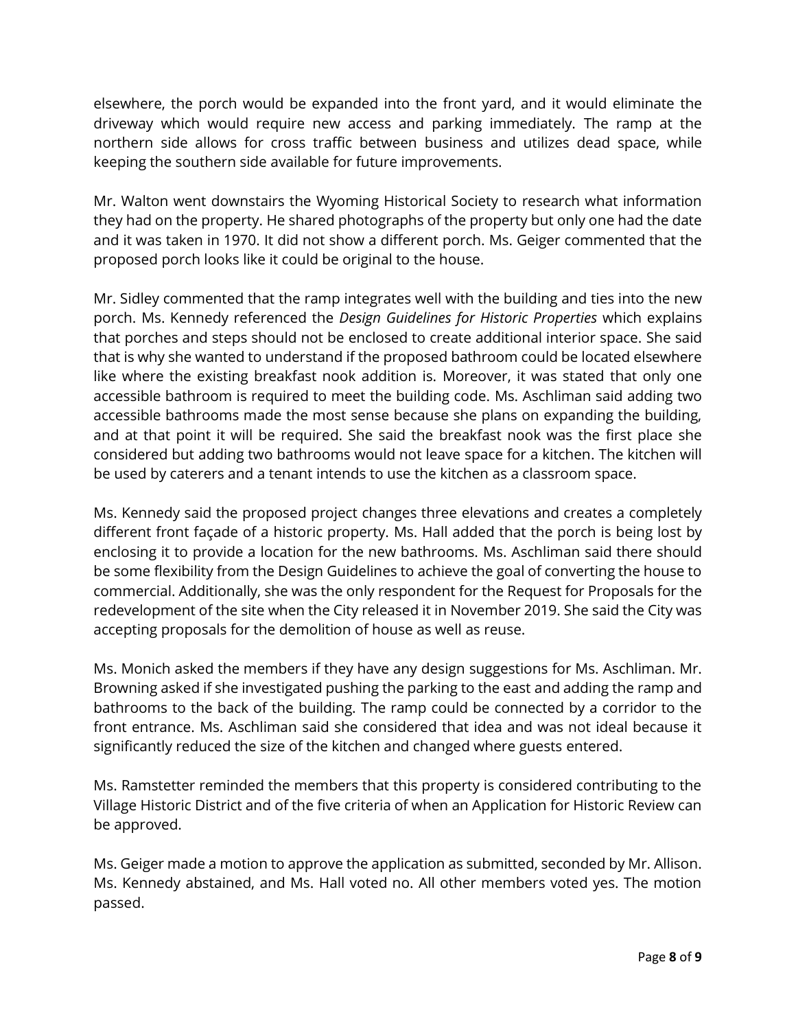elsewhere, the porch would be expanded into the front yard, and it would eliminate the driveway which would require new access and parking immediately. The ramp at the northern side allows for cross traffic between business and utilizes dead space, while keeping the southern side available for future improvements.

Mr. Walton went downstairs the Wyoming Historical Society to research what information they had on the property. He shared photographs of the property but only one had the date and it was taken in 1970. It did not show a different porch. Ms. Geiger commented that the proposed porch looks like it could be original to the house.

Mr. Sidley commented that the ramp integrates well with the building and ties into the new porch. Ms. Kennedy referenced the *Design Guidelines for Historic Properties* which explains that porches and steps should not be enclosed to create additional interior space. She said that is why she wanted to understand if the proposed bathroom could be located elsewhere like where the existing breakfast nook addition is. Moreover, it was stated that only one accessible bathroom is required to meet the building code. Ms. Aschliman said adding two accessible bathrooms made the most sense because she plans on expanding the building, and at that point it will be required. She said the breakfast nook was the first place she considered but adding two bathrooms would not leave space for a kitchen. The kitchen will be used by caterers and a tenant intends to use the kitchen as a classroom space.

Ms. Kennedy said the proposed project changes three elevations and creates a completely different front façade of a historic property. Ms. Hall added that the porch is being lost by enclosing it to provide a location for the new bathrooms. Ms. Aschliman said there should be some flexibility from the Design Guidelines to achieve the goal of converting the house to commercial. Additionally, she was the only respondent for the Request for Proposals for the redevelopment of the site when the City released it in November 2019. She said the City was accepting proposals for the demolition of house as well as reuse.

Ms. Monich asked the members if they have any design suggestions for Ms. Aschliman. Mr. Browning asked if she investigated pushing the parking to the east and adding the ramp and bathrooms to the back of the building. The ramp could be connected by a corridor to the front entrance. Ms. Aschliman said she considered that idea and was not ideal because it significantly reduced the size of the kitchen and changed where guests entered.

Ms. Ramstetter reminded the members that this property is considered contributing to the Village Historic District and of the five criteria of when an Application for Historic Review can be approved.

Ms. Geiger made a motion to approve the application as submitted, seconded by Mr. Allison. Ms. Kennedy abstained, and Ms. Hall voted no. All other members voted yes. The motion passed.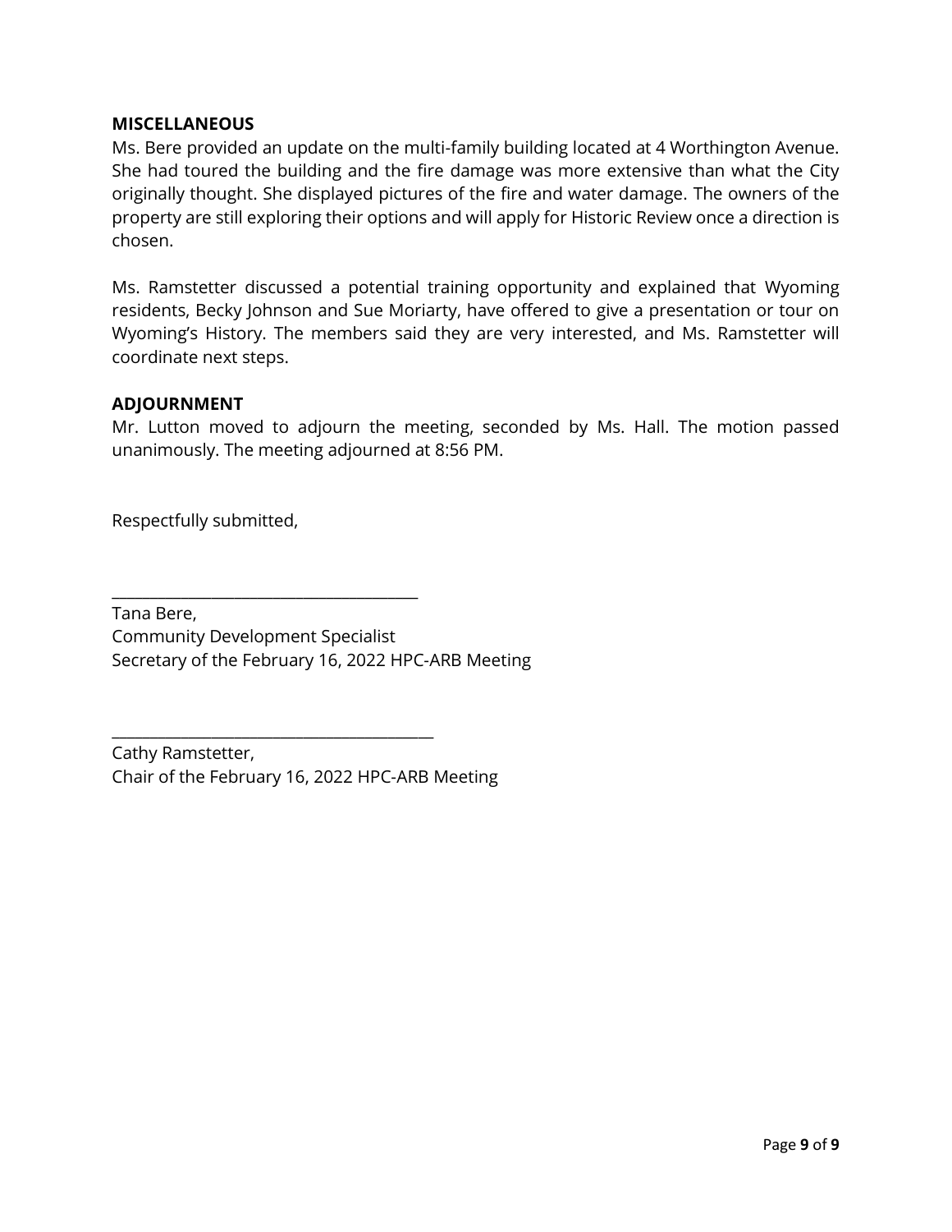**MISCELLANEOUS**

Ms. Bere provided an update on the multi-family building located at 4 Worthington Avenue. She had toured the building and the fire damage was more extensive than what the City originally thought. She displayed pictures of the fire and water damage. The owners of the property are still exploring their options and will apply for Historic Review once a direction is chosen.

Ms. Ramstetter discussed a potential training opportunity and explained that Wyoming residents, Becky Johnson and Sue Moriarty, have offered to give a presentation or tour on Wyoming's History. The members said they are very interested, and Ms. Ramstetter will coordinate next steps.

**ADJOURNMENT**

Mr. Lutton moved to adjourn the meeting, seconded by Ms. Hall. The motion passed unanimously. The meeting adjourned at 8:56 PM.

Respectfully submitted,

\_\_\_\_\_\_\_\_\_\_\_\_\_\_\_\_\_\_\_\_\_\_\_\_\_\_\_\_\_\_\_\_\_\_\_\_\_\_\_\_

Tana Bere,
Community Development Specialist
Secretary of the February 16, 2022 HPC-ARB Meeting

\_\_\_\_\_\_\_\_\_\_\_\_\_\_\_\_\_\_\_\_\_\_\_\_\_\_\_\_\_\_\_\_\_\_\_\_\_\_\_\_

Cathy Ramstetter,
Chair of the February 16, 2022 HPC-ARB Meeting